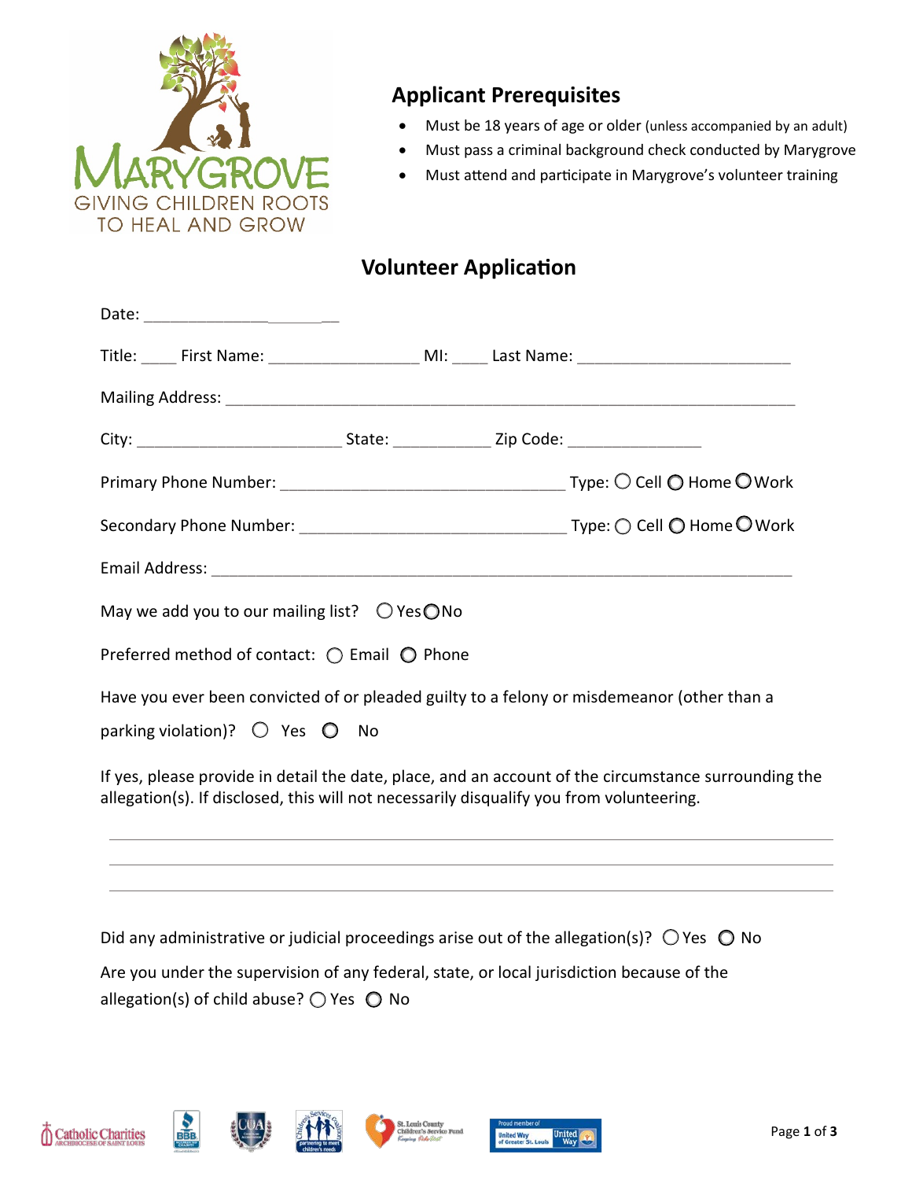MARYGROVE

GIVING CHILDREN ROOTS TO HEAL AND GROW

## Applicant Prerequisites

- Must be 18 years of age or older (unless accompanied by an adult)
- Must pass a criminal background check conducted by Marygrove
- Must attend and participate in Marygrove's volunteer training

# Volunteer Application

Date: ______________________

Title: ____ First Name: _________________ MI: ____ Last Name: ________________________

Mailing Address: ________________________________________________________________

City: _______________________ State: ___________ Zip Code: _______________

Primary Phone Number: ________________________________ Type: ○ Cell ○ Home ○ Work

Secondary Phone Number: ______________________________ Type: ○ Cell ○ Home ○ Work

Email Address: __________________________________________________________________

May we add you to our mailing list? ○ Yes ○ No

Preferred method of contact: ○ Email ○ Phone

Have you ever been convicted of or pleaded guilty to a felony or misdemeanor (other than a parking violation)? ○ Yes ○ No

If yes, please provide in detail the date, place, and an account of the circumstance surrounding the allegation(s). If disclosed, this will not necessarily disqualify you from volunteering.

______________________________________________________________________________

______________________________________________________________________________

______________________________________________________________________________

Did any administrative or judicial proceedings arise out of the allegation(s)? ○ Yes ○ No

Are you under the supervision of any federal, state, or local jurisdiction because of the allegation(s) of child abuse? ○ Yes ○ No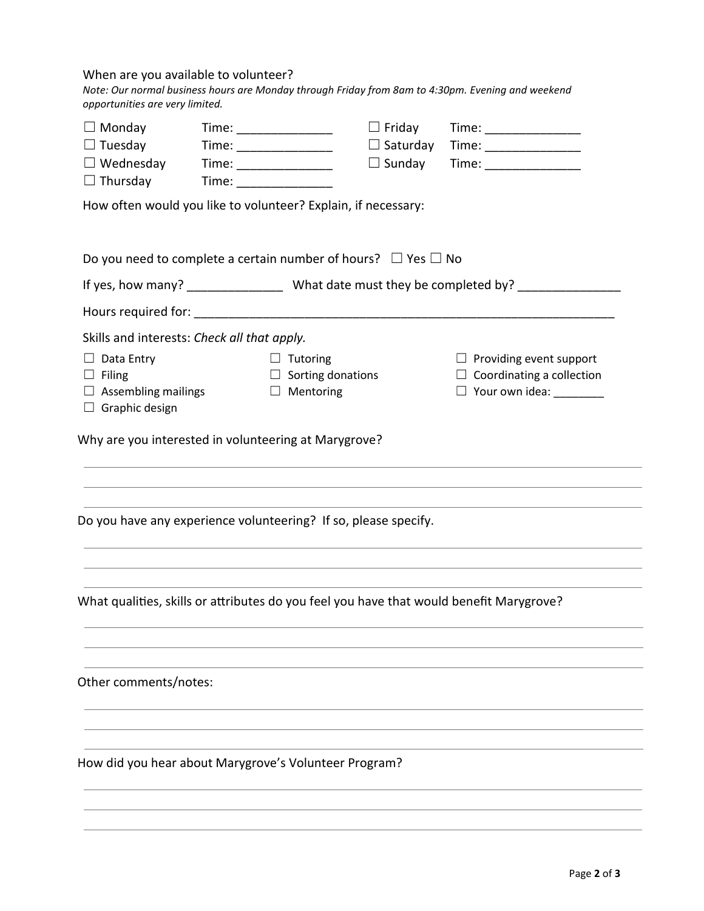When are you available to volunteer?

*Note: Our normal business hours are Monday through Friday from 8am to 4:30pm. Evening and weekend opportunities are very limited.*

☐ Monday Time: ______________
☐ Tuesday Time: ______________
☐ Wednesday Time: ______________
☐ Thursday Time: ______________
☐ Friday Time: ______________
☐ Saturday Time: ______________
☐ Sunday Time: ______________

How often would you like to volunteer? Explain, if necessary:

Do you need to complete a certain number of hours? ☐ Yes ☐ No

If yes, how many? ______________ What date must they be completed by? _______________

Hours required for: _______________________________________________________________

Skills and interests: *Check all that apply.*

☐ Data Entry
☐ Filing
☐ Assembling mailings
☐ Graphic design
☐ Tutoring
☐ Sorting donations
☐ Mentoring
☐ Providing event support
☐ Coordinating a collection
☐ Your own idea: ________

Why are you interested in volunteering at Marygrove?

_______________________________________________________________

_______________________________________________________________

_______________________________________________________________

Do you have any experience volunteering? If so, please specify.

_______________________________________________________________

_______________________________________________________________

_______________________________________________________________

What qualities, skills or attributes do you feel you have that would benefit Marygrove?

_______________________________________________________________

_______________________________________________________________

_______________________________________________________________

Other comments/notes:

_______________________________________________________________

_______________________________________________________________

_______________________________________________________________

How did you hear about Marygrove's Volunteer Program?

_______________________________________________________________

_______________________________________________________________

_______________________________________________________________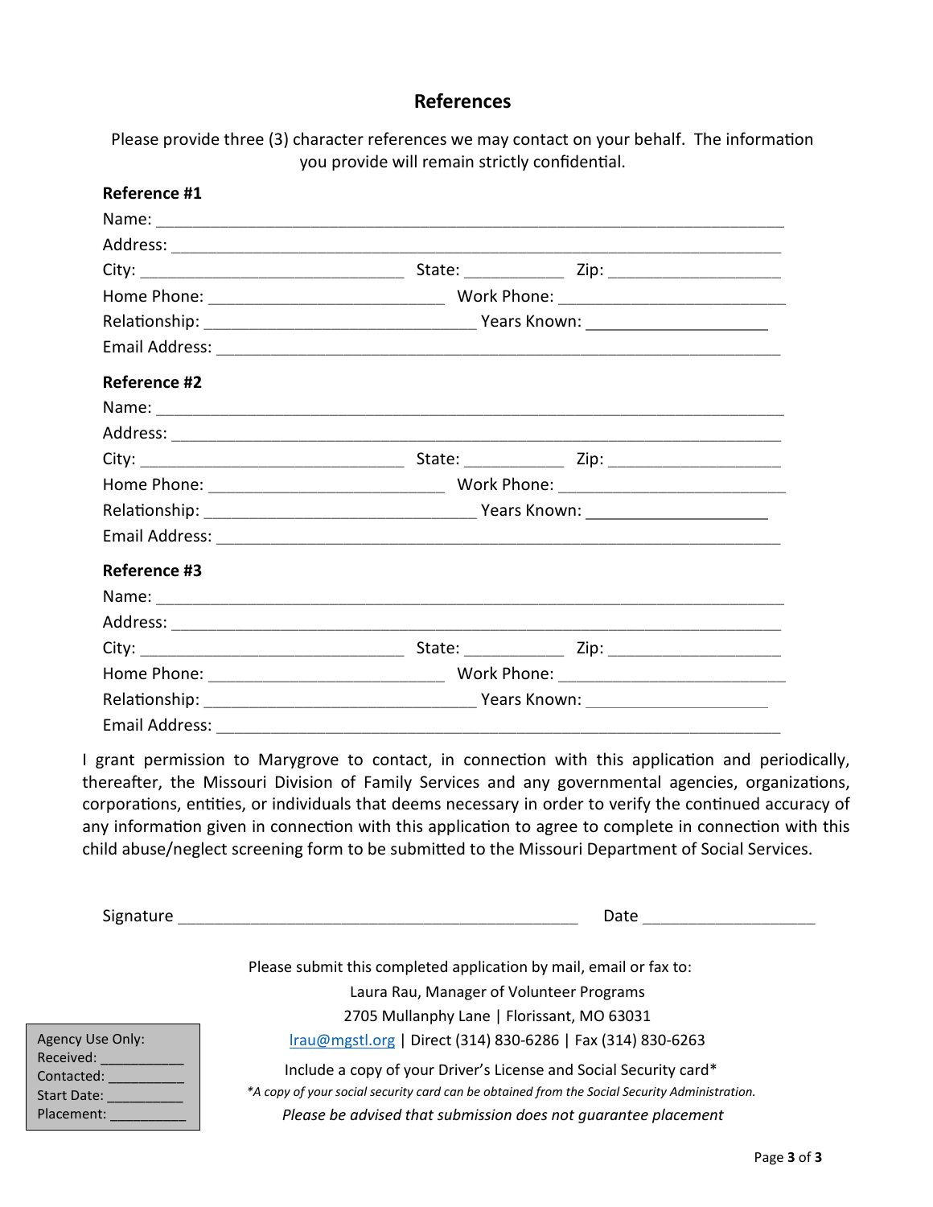## References

Please provide three (3) character references we may contact on your behalf. The information you provide will remain strictly confidential.

**Reference #1**

Name: ______________________________________________________________________

Address: ____________________________________________________________________

City: ______________________________ State: ___________ Zip: ___________________

Home Phone: __________________________ Work Phone: _________________________

Relationship: ______________________________ Years Known: ____________________

Email Address: _______________________________________________________________

**Reference #2**

Name: ______________________________________________________________________

Address: ____________________________________________________________________

City: ______________________________ State: ___________ Zip: ___________________

Home Phone: __________________________ Work Phone: _________________________

Relationship: ______________________________ Years Known: ____________________

Email Address: _______________________________________________________________

**Reference #3**

Name: ______________________________________________________________________

Address: ____________________________________________________________________

City: ______________________________ State: ___________ Zip: ___________________

Home Phone: __________________________ Work Phone: _________________________

Relationship: ______________________________ Years Known: ____________________

Email Address: _______________________________________________________________

I grant permission to Marygrove to contact, in connection with this application and periodically, thereafter, the Missouri Division of Family Services and any governmental agencies, organizations, corporations, entities, or individuals that deems necessary in order to verify the continued accuracy of any information given in connection with this application to agree to complete in connection with this child abuse/neglect screening form to be submitted to the Missouri Department of Social Services.

Signature ____________________________________________ Date ___________________

Please submit this completed application by mail, email or fax to:
Laura Rau, Manager of Volunteer Programs
2705 Mullanphy Lane | Florissant, MO 63031
lrau@mgstl.org | Direct (314) 830-6286 | Fax (314) 830-6263

Include a copy of your Driver's License and Social Security card*

*\*A copy of your social security card can be obtained from the Social Security Administration.*

*Please be advised that submission does not guarantee placement*

Agency Use Only:
Received: __________
Contacted: __________
Start Date: __________
Placement: __________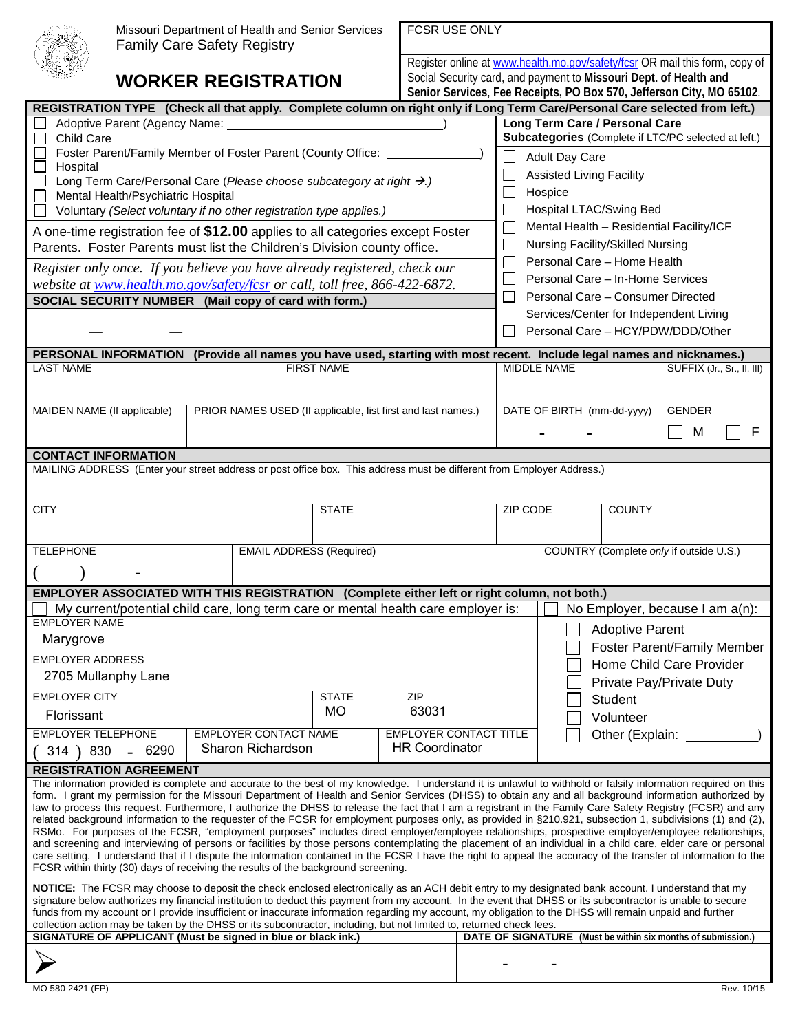Missouri Department of Health and Senior Services
Family Care Safety Registry

# WORKER REGISTRATION

FCSR USE ONLY

Register online at www.health.mo.gov/safety/fcsr OR mail this form, copy of Social Security card, and payment to **Missouri Dept. of Health and Senior Services**, **Fee Receipts, PO Box 570, Jefferson City, MO 65102**.

**REGISTRATION TYPE (Check all that apply. Complete column on right only if Long Term Care/Personal Care selected from left.)**

- ☐ Adoptive Parent (Agency Name: ____________________)
- ☐ Child Care
- ☐ Foster Parent/Family Member of Foster Parent (County Office: ____________)
- ☐ Hospital
- ☐ Long Term Care/Personal Care (*Please choose subcategory at right →.*)
- ☐ Mental Health/Psychiatric Hospital
- ☐ Voluntary (*Select voluntary if no other registration type applies.*)

A one-time registration fee of **$12.00** applies to all categories except Foster Parents. Foster Parents must list the Children's Division county office.

*Register only once. If you believe you have already registered, check our website at www.health.mo.gov/safety/fcsr or call, toll free, 866-422-6872.*

**Long Term Care / Personal Care**
**Subcategories** (Complete if LTC/PC selected at left.)

- ☐ Adult Day Care
- ☐ Assisted Living Facility
- ☐ Hospice
- ☐ Hospital LTAC/Swing Bed
- ☐ Mental Health – Residential Facility/ICF
- ☐ Nursing Facility/Skilled Nursing
- ☐ Personal Care – Home Health
- ☐ Personal Care – In-Home Services
- ☐ Personal Care – Consumer Directed Services/Center for Independent Living
- ☐ Personal Care – HCY/PDW/DDD/Other

**SOCIAL SECURITY NUMBER (Mail copy of card with form.)**

— —

**PERSONAL INFORMATION (Provide all names you have used, starting with most recent. Include legal names and nicknames.)**

| LAST NAME | FIRST NAME | MIDDLE NAME | SUFFIX (Jr., Sr., II, III) |
|---|---|---|---|
| | | | |

| MAIDEN NAME (If applicable) | PRIOR NAMES USED (If applicable, list first and last names.) | DATE OF BIRTH (mm-dd-yyyy) | GENDER |
|---|---|---|---|
| | | - - | ☐ M ☐ F |

**CONTACT INFORMATION**

MAILING ADDRESS (Enter your street address or post office box. This address must be different from Employer Address.)

| CITY | STATE | ZIP CODE | COUNTY |
|---|---|---|---|
| | | | |

| TELEPHONE | EMAIL ADDRESS (Required) | COUNTRY (Complete *only* if outside U.S.) |
|---|---|---|
| ( ) - | | |

**EMPLOYER ASSOCIATED WITH THIS REGISTRATION (Complete either left or right column, not both.)**

☐ My current/potential child care, long term care or mental health care employer is:

| EMPLOYER NAME | | |
|---|---|---|
| Marygrove | | |
| **EMPLOYER ADDRESS** | | |
| 2705 Mullanphy Lane | | |
| **EMPLOYER CITY** | **STATE** | **ZIP** |
| Florissant | MO | 63031 |
| **EMPLOYER TELEPHONE** | **EMPLOYER CONTACT NAME** | **EMPLOYER CONTACT TITLE** |
| ( 314 ) 830 - 6290 | Sharon Richardson | HR Coordinator |

☐ No Employer, because I am a(n):

- ☐ Adoptive Parent
- ☐ Foster Parent/Family Member
- ☐ Home Child Care Provider
- ☐ Private Pay/Private Duty
- ☐ Student
- ☐ Volunteer
- ☐ Other (Explain: __________)

**REGISTRATION AGREEMENT**

The information provided is complete and accurate to the best of my knowledge. I understand it is unlawful to withhold or falsify information required on this form. I grant my permission for the Missouri Department of Health and Senior Services (DHSS) to obtain any and all background information authorized by law to process this request. Furthermore, I authorize the DHSS to release the fact that I am a registrant in the Family Care Safety Registry (FCSR) and any related background information to the requester of the FCSR for employment purposes only, as provided in §210.921, subsection 1, subdivisions (1) and (2), RSMo. For purposes of the FCSR, "employment purposes" includes direct employer/employee relationships, prospective employer/employee relationships, and screening and interviewing of persons or facilities by those persons contemplating the placement of an individual in a child care, elder care or personal care setting. I understand that if I dispute the information contained in the FCSR I have the right to appeal the accuracy of the transfer of information to the FCSR within thirty (30) days of receiving the results of the background screening.

**NOTICE:** The FCSR may choose to deposit the check enclosed electronically as an ACH debit entry to my designated bank account. I understand that my signature below authorizes my financial institution to deduct this payment from my account. In the event that DHSS or its subcontractor is unable to secure funds from my account or I provide insufficient or inaccurate information regarding my account, my obligation to the DHSS will remain unpaid and further collection action may be taken by the DHSS or its subcontractor, including, but not limited to, returned check fees.

| SIGNATURE OF APPLICANT (Must be signed in blue or black ink.) | DATE OF SIGNATURE (Must be within six months of submission.) |
|---|---|
| ➢ | - - |

MO 580-2421 (FP) Rev. 10/15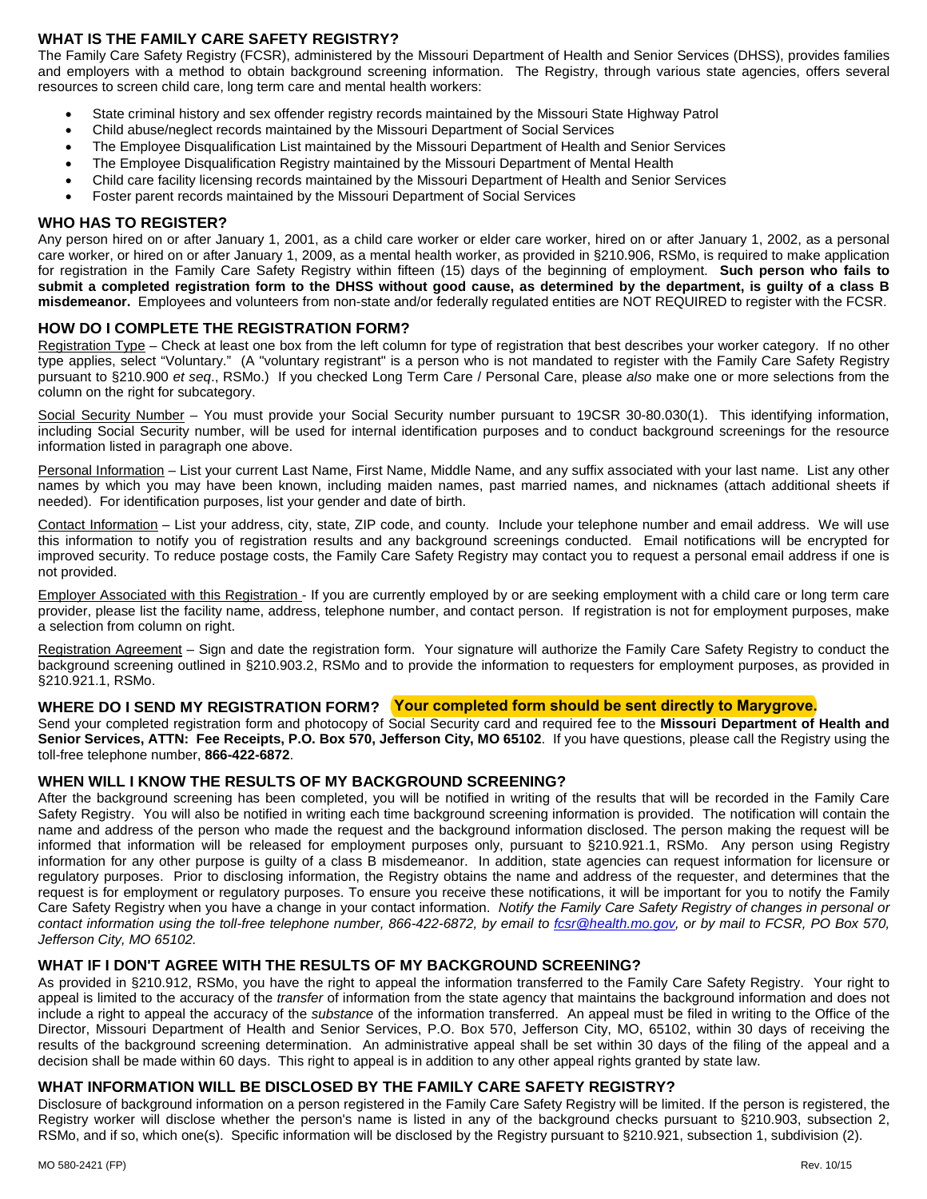## WHAT IS THE FAMILY CARE SAFETY REGISTRY?

The Family Care Safety Registry (FCSR), administered by the Missouri Department of Health and Senior Services (DHSS), provides families and employers with a method to obtain background screening information. The Registry, through various state agencies, offers several resources to screen child care, long term care and mental health workers:

- State criminal history and sex offender registry records maintained by the Missouri State Highway Patrol
- Child abuse/neglect records maintained by the Missouri Department of Social Services
- The Employee Disqualification List maintained by the Missouri Department of Health and Senior Services
- The Employee Disqualification Registry maintained by the Missouri Department of Mental Health
- Child care facility licensing records maintained by the Missouri Department of Health and Senior Services
- Foster parent records maintained by the Missouri Department of Social Services

## WHO HAS TO REGISTER?

Any person hired on or after January 1, 2001, as a child care worker or elder care worker, hired on or after January 1, 2002, as a personal care worker, or hired on or after January 1, 2009, as a mental health worker, as provided in §210.906, RSMo, is required to make application for registration in the Family Care Safety Registry within fifteen (15) days of the beginning of employment. **Such person who fails to submit a completed registration form to the DHSS without good cause, as determined by the department, is guilty of a class B misdemeanor.** Employees and volunteers from non-state and/or federally regulated entities are NOT REQUIRED to register with the FCSR.

## HOW DO I COMPLETE THE REGISTRATION FORM?

Registration Type – Check at least one box from the left column for type of registration that best describes your worker category. If no other type applies, select "Voluntary." (A "voluntary registrant" is a person who is not mandated to register with the Family Care Safety Registry pursuant to §210.900 *et seq*., RSMo.) If you checked Long Term Care / Personal Care, please *also* make one or more selections from the column on the right for subcategory.

Social Security Number – You must provide your Social Security number pursuant to 19CSR 30-80.030(1). This identifying information, including Social Security number, will be used for internal identification purposes and to conduct background screenings for the resource information listed in paragraph one above.

Personal Information – List your current Last Name, First Name, Middle Name, and any suffix associated with your last name. List any other names by which you may have been known, including maiden names, past married names, and nicknames (attach additional sheets if needed). For identification purposes, list your gender and date of birth.

Contact Information – List your address, city, state, ZIP code, and county. Include your telephone number and email address. We will use this information to notify you of registration results and any background screenings conducted. Email notifications will be encrypted for improved security. To reduce postage costs, the Family Care Safety Registry may contact you to request a personal email address if one is not provided.

Employer Associated with this Registration - If you are currently employed by or are seeking employment with a child care or long term care provider, please list the facility name, address, telephone number, and contact person. If registration is not for employment purposes, make a selection from column on right.

Registration Agreement – Sign and date the registration form. Your signature will authorize the Family Care Safety Registry to conduct the background screening outlined in §210.903.2, RSMo and to provide the information to requesters for employment purposes, as provided in §210.921.1, RSMo.

## WHERE DO I SEND MY REGISTRATION FORM? **Your completed form should be sent directly to Marygrove.**

Send your completed registration form and photocopy of Social Security card and required fee to the **Missouri Department of Health and Senior Services, ATTN: Fee Receipts, P.O. Box 570, Jefferson City, MO 65102**. If you have questions, please call the Registry using the toll-free telephone number, **866-422-6872**.

## WHEN WILL I KNOW THE RESULTS OF MY BACKGROUND SCREENING?

After the background screening has been completed, you will be notified in writing of the results that will be recorded in the Family Care Safety Registry. You will also be notified in writing each time background screening information is provided. The notification will contain the name and address of the person who made the request and the background information disclosed. The person making the request will be informed that information will be released for employment purposes only, pursuant to §210.921.1, RSMo. Any person using Registry information for any other purpose is guilty of a class B misdemeanor. In addition, state agencies can request information for licensure or regulatory purposes. Prior to disclosing information, the Registry obtains the name and address of the requester, and determines that the request is for employment or regulatory purposes. To ensure you receive these notifications, it will be important for you to notify the Family Care Safety Registry when you have a change in your contact information. *Notify the Family Care Safety Registry of changes in personal or contact information using the toll-free telephone number, 866-422-6872, by email to fcsr@health.mo.gov, or by mail to FCSR, PO Box 570, Jefferson City, MO 65102.*

## WHAT IF I DON'T AGREE WITH THE RESULTS OF MY BACKGROUND SCREENING?

As provided in §210.912, RSMo, you have the right to appeal the information transferred to the Family Care Safety Registry. Your right to appeal is limited to the accuracy of the *transfer* of information from the state agency that maintains the background information and does not include a right to appeal the accuracy of the *substance* of the information transferred. An appeal must be filed in writing to the Office of the Director, Missouri Department of Health and Senior Services, P.O. Box 570, Jefferson City, MO, 65102, within 30 days of receiving the results of the background screening determination. An administrative appeal shall be set within 30 days of the filing of the appeal and a decision shall be made within 60 days. This right to appeal is in addition to any other appeal rights granted by state law.

## WHAT INFORMATION WILL BE DISCLOSED BY THE FAMILY CARE SAFETY REGISTRY?

Disclosure of background information on a person registered in the Family Care Safety Registry will be limited. If the person is registered, the Registry worker will disclose whether the person's name is listed in any of the background checks pursuant to §210.903, subsection 2, RSMo, and if so, which one(s). Specific information will be disclosed by the Registry pursuant to §210.921, subsection 1, subdivision (2).

MO 580-2421 (FP) Rev. 10/15